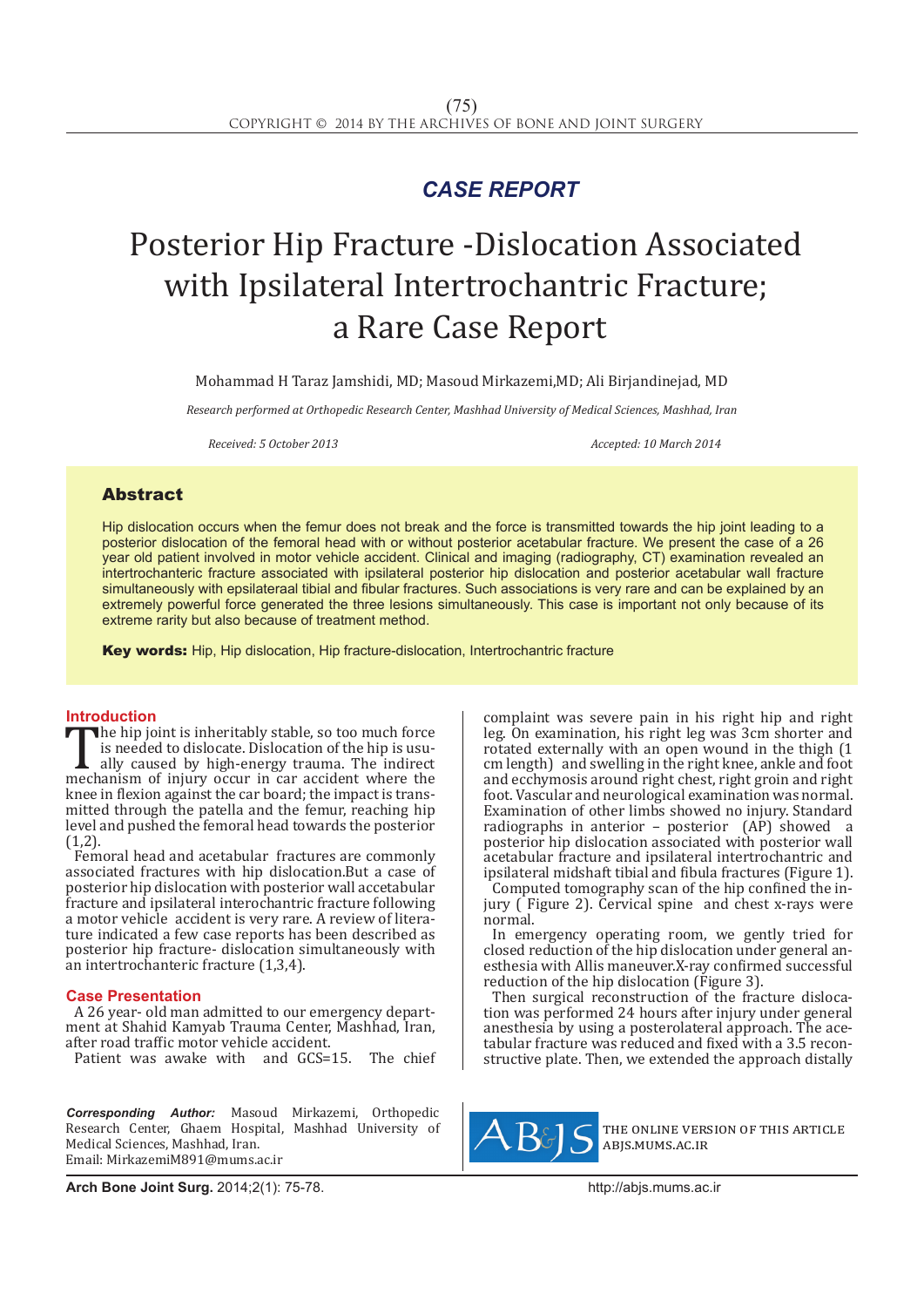## CASE REPORT

# Posterior Hip Fracture -Dislocation Associated with Ipsilateral Intertrochantric Fracture; a Rare Case Report

Mohammad H Taraz Jamshidi, MD; Masoud Mirkazemi,MD; Ali Birjandinejad, MD

*Research performed at Orthopedic Research Center, Mashhad University of Medical Sciences, Mashhad, Iran*

*Received: 5 October 2013* *Accepted: 10 March 2014*

## Abstract

Hip dislocation occurs when the femur does not break and the force is transmitted towards the hip joint leading to a posterior dislocation of the femoral head with or without posterior acetabular fracture. We present the case of a 26 year old patient involved in motor vehicle accident. Clinical and imaging (radiography, CT) examination revealed an intertrochanteric fracture associated with ipsilateral posterior hip dislocation and posterior acetabular wall fracture simultaneously with epsilateraal tibial and fibular fractures. Such associations is very rare and can be explained by an extremely powerful force generated the three lesions simultaneously. This case is important not only because of its extreme rarity but also because of treatment method.

**Key words:** Hip, Hip dislocation, Hip fracture-dislocation, Intertrochantric fracture

## Introduction

The hip joint is inheritably stable, so too much force is needed to dislocate. Dislocation of the hip is usually caused by high-energy trauma. The indirect mechanism of injury occur in car accident where the knee in flexion against the car board; the impact is transmitted through the patella and the femur, reaching hip level and pushed the femoral head towards the posterior (1,2).

Femoral head and acetabular fractures are commonly associated fractures with hip dislocation.But a case of posterior hip dislocation with posterior wall accetabular fracture and ipsilateral interochantric fracture following a motor vehicle accident is very rare. A review of literature indicated a few case reports has been described as posterior hip fracture- dislocation simultaneously with an intertrochanteric fracture (1,3,4).

## Case Presentation

A 26 year- old man admitted to our emergency department at Shahid Kamyab Trauma Center, Mashhad, Iran, after road traffic motor vehicle accident.

Patient was awake with and GCS=15. The chief complaint was severe pain in his right hip and right leg. On examination, his right leg was 3cm shorter and rotated externally with an open wound in the thigh (1 cm length) and swelling in the right knee, ankle and foot and ecchymosis around right chest, right groin and right foot. Vascular and neurological examination was normal. Examination of other limbs showed no injury. Standard radiographs in anterior – posterior (AP) showed a posterior hip dislocation associated with posterior wall acetabular fracture and ipsilateral intertrochantric and ipsilateral midshaft tibial and fibula fractures (Figure 1).

Computed tomography scan of the hip confined the injury ( Figure 2). Cervical spine and chest x-rays were normal.

In emergency operating room, we gently tried for closed reduction of the hip dislocation under general anesthesia with Allis maneuver.X-ray confirmed successful reduction of the hip dislocation (Figure 3).

Then surgical reconstruction of the fracture dislocation was performed 24 hours after injury under general anesthesia by using a posterolateral approach. The acetabular fracture was reduced and fixed with a 3.5 reconstructive plate. Then, we extended the approach distally

**Corresponding Author:** Masoud Mirkazemi, Orthopedic Research Center, Ghaem Hospital, Mashhad University of Medical Sciences, Mashhad, Iran.
Email: MirkazemiM891@mums.ac.ir

THE ONLINE VERSION OF THIS ARTICLE
ABJS.MUMS.AC.IR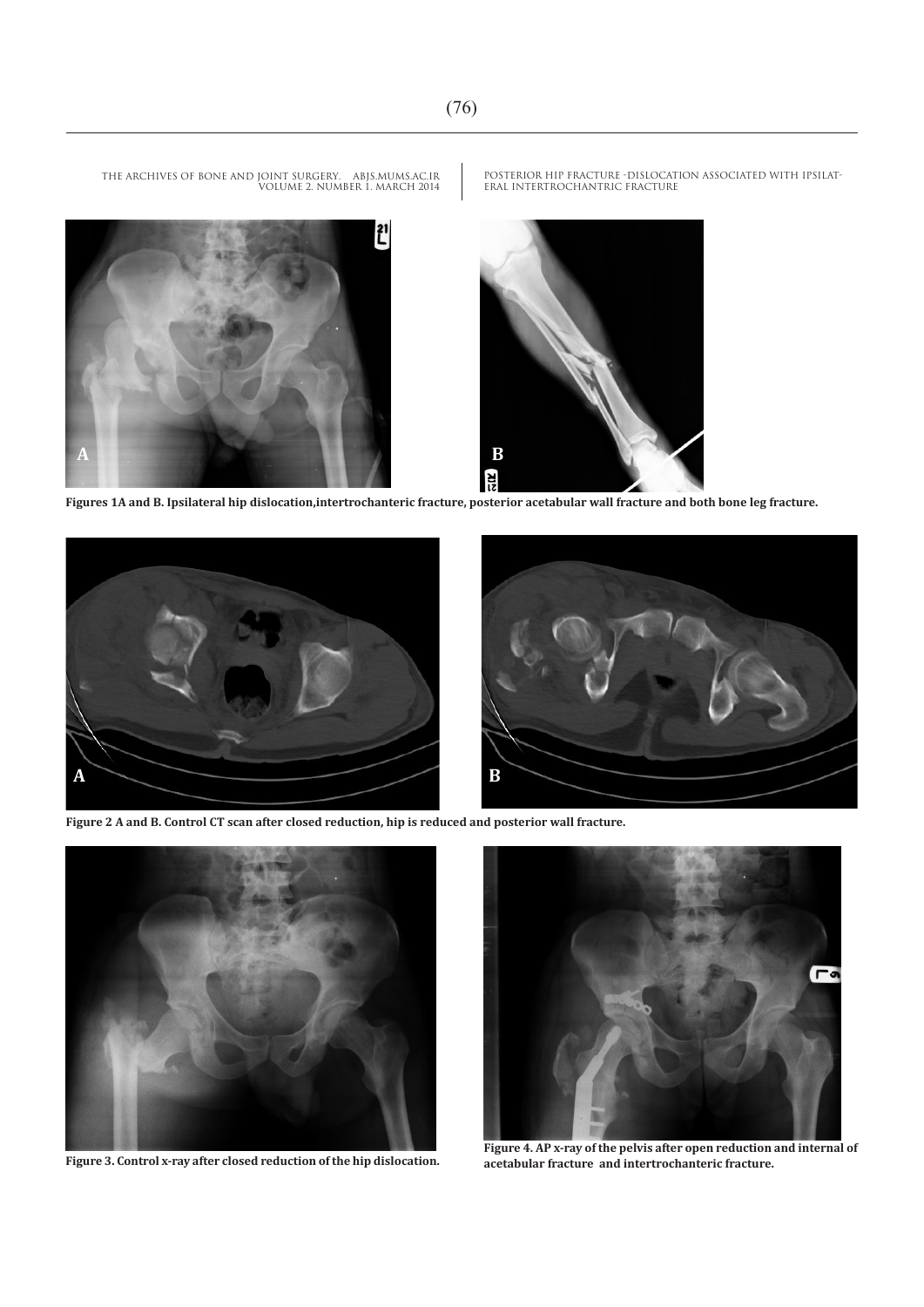Figures 1A and B. Ipsilateral hip dislocation,intertrochanteric fracture, posterior acetabular wall fracture and both bone leg fracture.

Figure 2 A and B. Control CT scan after closed reduction, hip is reduced and posterior wall fracture.

Figure 3. Control x-ray after closed reduction of the hip dislocation.

Figure 4. AP x-ray of the pelvis after open reduction and internal of acetabular fracture and intertrochanteric fracture.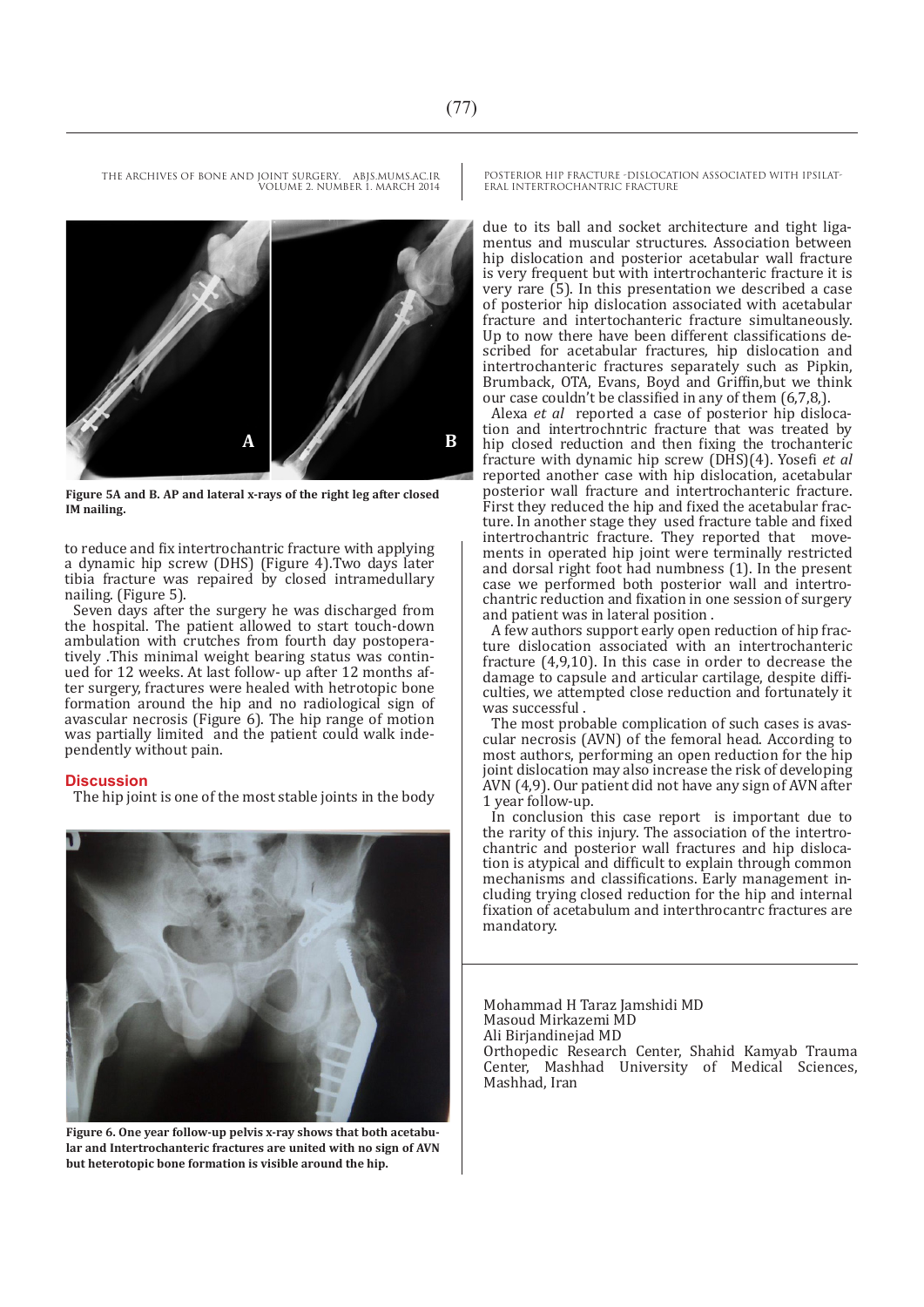Figure 5A and B. AP and lateral x-rays of the right leg after closed IM nailing.

to reduce and fix intertrochantric fracture with applying a dynamic hip screw (DHS) (Figure 4).Two days later tibia fracture was repaired by closed intramedullary nailing. (Figure 5).

Seven days after the surgery he was discharged from the hospital. The patient allowed to start touch-down ambulation with crutches from fourth day postoperatively .This minimal weight bearing status was continued for 12 weeks. At last follow- up after 12 months after surgery, fractures were healed with hetrotopic bone formation around the hip and no radiological sign of avascular necrosis (Figure 6). The hip range of motion was partially limited and the patient could walk independently without pain.

## Discussion

The hip joint is one of the most stable joints in the body due to its ball and socket architecture and tight ligamentus and muscular structures. Association between hip dislocation and posterior acetabular wall fracture is very frequent but with intertrochanteric fracture it is very rare (5). In this presentation we described a case of posterior hip dislocation associated with acetabular fracture and intertochanteric fracture simultaneously. Up to now there have been different classifications described for acetabular fractures, hip dislocation and intertrochanteric fractures separately such as Pipkin, Brumback, OTA, Evans, Boyd and Griffin,but we think our case couldn't be classified in any of them (6,7,8,).

Alexa *et al* reported a case of posterior hip dislocation and intertrochntric fracture that was treated by hip closed reduction and then fixing the trochanteric fracture with dynamic hip screw (DHS)(4). Yosefi *et al* reported another case with hip dislocation, acetabular posterior wall fracture and intertrochanteric fracture. First they reduced the hip and fixed the acetabular fracture. In another stage they used fracture table and fixed intertrochantric fracture. They reported that movements in operated hip joint were terminally restricted and dorsal right foot had numbness (1). In the present case we performed both posterior wall and intertrochantric reduction and fixation in one session of surgery and patient was in lateral position .

A few authors support early open reduction of hip fracture dislocation associated with an intertrochanteric fracture (4,9,10). In this case in order to decrease the damage to capsule and articular cartilage, despite difficulties, we attempted close reduction and fortunately it was successful .

The most probable complication of such cases is avascular necrosis (AVN) of the femoral head. According to most authors, performing an open reduction for the hip joint dislocation may also increase the risk of developing AVN (4,9). Our patient did not have any sign of AVN after 1 year follow-up.

In conclusion this case report is important due to the rarity of this injury. The association of the intertrochantric and posterior wall fractures and hip dislocation is atypical and difficult to explain through common mechanisms and classifications. Early management including trying closed reduction for the hip and internal fixation of acetabulum and interthrocantrc fractures are mandatory.

Figure 6. One year follow-up pelvis x-ray shows that both acetabular and Intertrochanteric fractures are united with no sign of AVN but heterotopic bone formation is visible around the hip.

Mohammad H Taraz Jamshidi MD
Masoud Mirkazemi MD
Ali Birjandinejad MD
Orthopedic Research Center, Shahid Kamyab Trauma Center, Mashhad University of Medical Sciences, Mashhad, Iran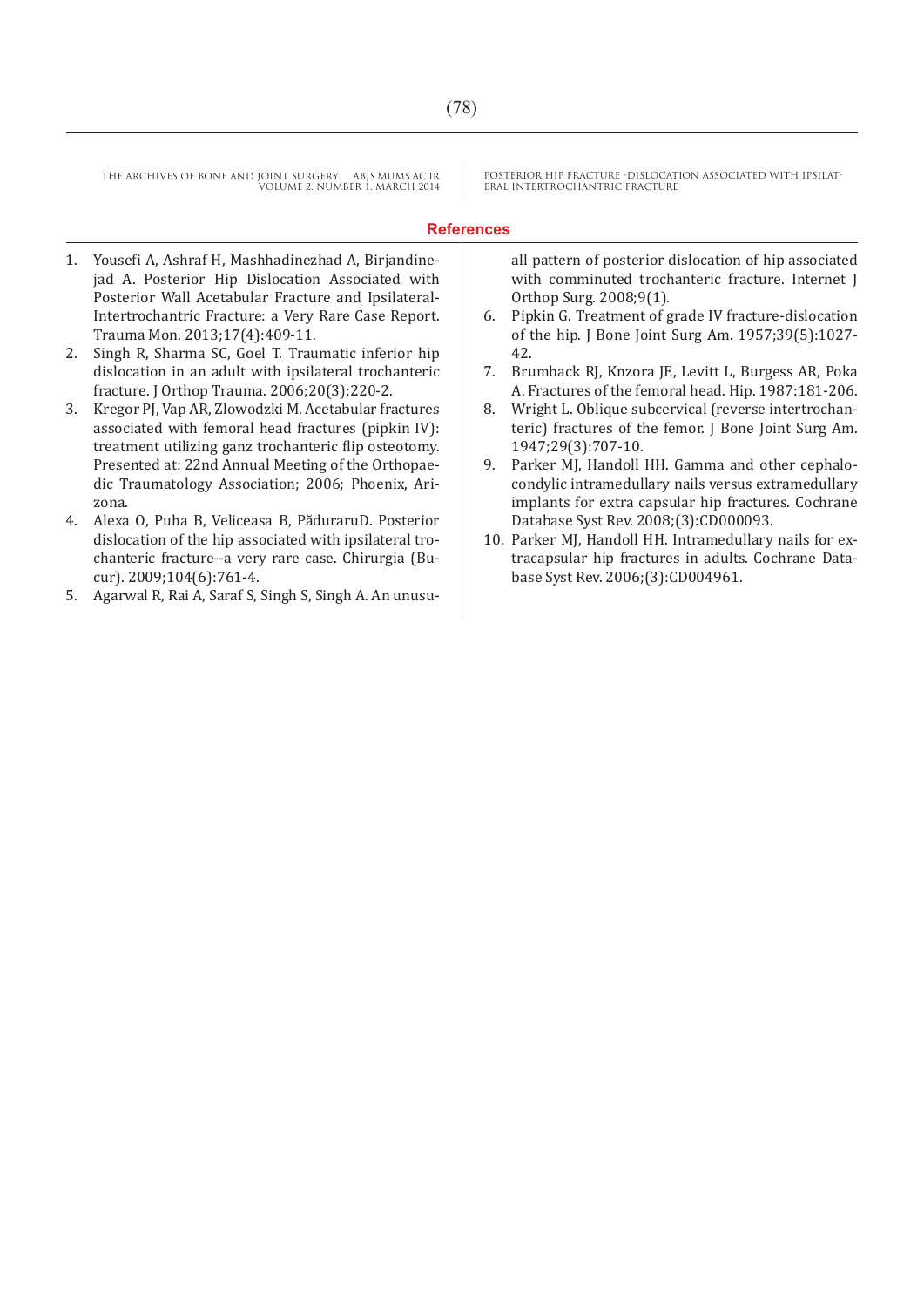## References

1. Yousefi A, Ashraf H, Mashhadinezhad A, Birjandinejad A. Posterior Hip Dislocation Associated with Posterior Wall Acetabular Fracture and Ipsilateral-Intertrochantric Fracture: a Very Rare Case Report. Trauma Mon. 2013;17(4):409-11.
2. Singh R, Sharma SC, Goel T. Traumatic inferior hip dislocation in an adult with ipsilateral trochanteric fracture. J Orthop Trauma. 2006;20(3):220-2.
3. Kregor PJ, Vap AR, Zlowodzki M. Acetabular fractures associated with femoral head fractures (pipkin IV): treatment utilizing ganz trochanteric flip osteotomy. Presented at: 22nd Annual Meeting of the Orthopaedic Traumatology Association; 2006; Phoenix, Arizona.
4. Alexa O, Puha B, Veliceasa B, PăduraruD. Posterior dislocation of the hip associated with ipsilateral trochanteric fracture--a very rare case. Chirurgia (Bucur). 2009;104(6):761-4.
5. Agarwal R, Rai A, Saraf S, Singh S, Singh A. An unusual pattern of posterior dislocation of hip associated with comminuted trochanteric fracture. Internet J Orthop Surg. 2008;9(1).
6. Pipkin G. Treatment of grade IV fracture-dislocation of the hip. J Bone Joint Surg Am. 1957;39(5):1027-42.
7. Brumback RJ, Knzora JE, Levitt L, Burgess AR, Poka A. Fractures of the femoral head. Hip. 1987:181-206.
8. Wright L. Oblique subcervical (reverse intertrochanteric) fractures of the femor. J Bone Joint Surg Am. 1947;29(3):707-10.
9. Parker MJ, Handoll HH. Gamma and other cephalocondylic intramedullary nails versus extramedullary implants for extra capsular hip fractures. Cochrane Database Syst Rev. 2008;(3):CD000093.
10. Parker MJ, Handoll HH. Intramedullary nails for extracapsular hip fractures in adults. Cochrane Database Syst Rev. 2006;(3):CD004961.